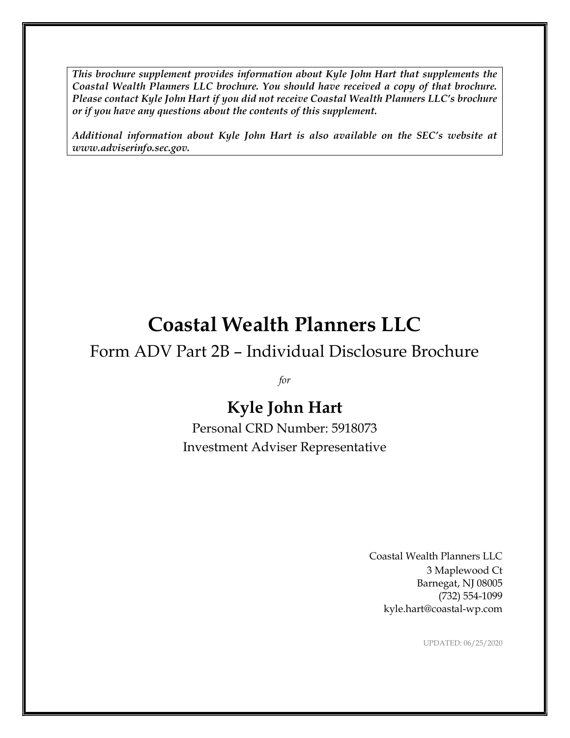***This brochure supplement provides information about Kyle John Hart that supplements the Coastal Wealth Planners LLC brochure. You should have received a copy of that brochure. Please contact Kyle John Hart if you did not receive Coastal Wealth Planners LLC's brochure or if you have any questions about the contents of this supplement.***

***Additional information about Kyle John Hart is also available on the SEC's website at www.adviserinfo.sec.gov.***

# Coastal Wealth Planners LLC

## Form ADV Part 2B – Individual Disclosure Brochure

*for*

## Kyle John Hart

Personal CRD Number: 5918073

Investment Adviser Representative

Coastal Wealth Planners LLC
3 Maplewood Ct
Barnegat, NJ 08005
(732) 554-1099
kyle.hart@coastal-wp.com

UPDATED: 06/25/2020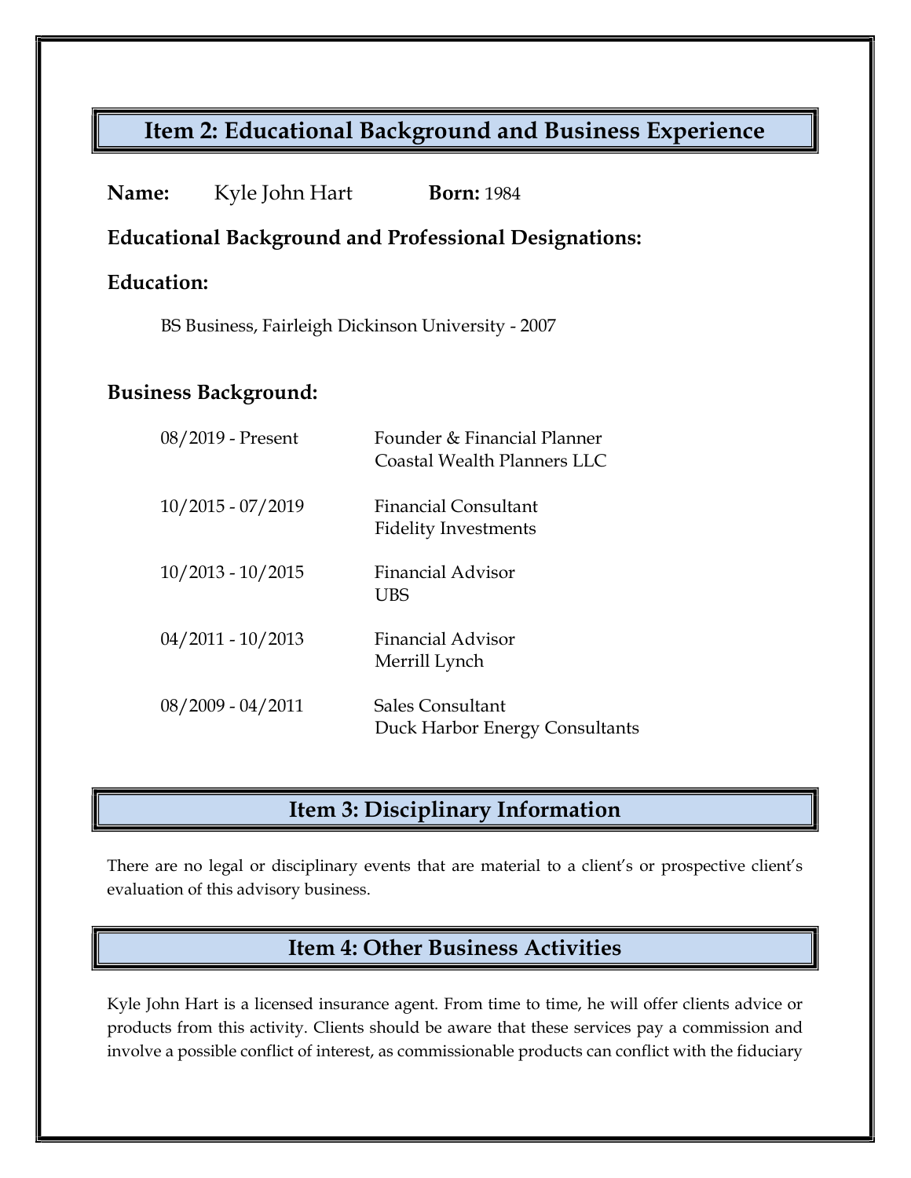## Item 2: Educational Background and Business Experience

**Name:** Kyle John Hart **Born:** 1984

**Educational Background and Professional Designations:**

**Education:**

BS Business, Fairleigh Dickinson University - 2007

**Business Background:**

| | |
|---|---|
| 08/2019 - Present | Founder & Financial Planner<br>Coastal Wealth Planners LLC |
| 10/2015 - 07/2019 | Financial Consultant<br>Fidelity Investments |
| 10/2013 - 10/2015 | Financial Advisor<br>UBS |
| 04/2011 - 10/2013 | Financial Advisor<br>Merrill Lynch |
| 08/2009 - 04/2011 | Sales Consultant<br>Duck Harbor Energy Consultants |

## Item 3: Disciplinary Information

There are no legal or disciplinary events that are material to a client's or prospective client's evaluation of this advisory business.

## Item 4: Other Business Activities

Kyle John Hart is a licensed insurance agent. From time to time, he will offer clients advice or products from this activity. Clients should be aware that these services pay a commission and involve a possible conflict of interest, as commissionable products can conflict with the fiduciary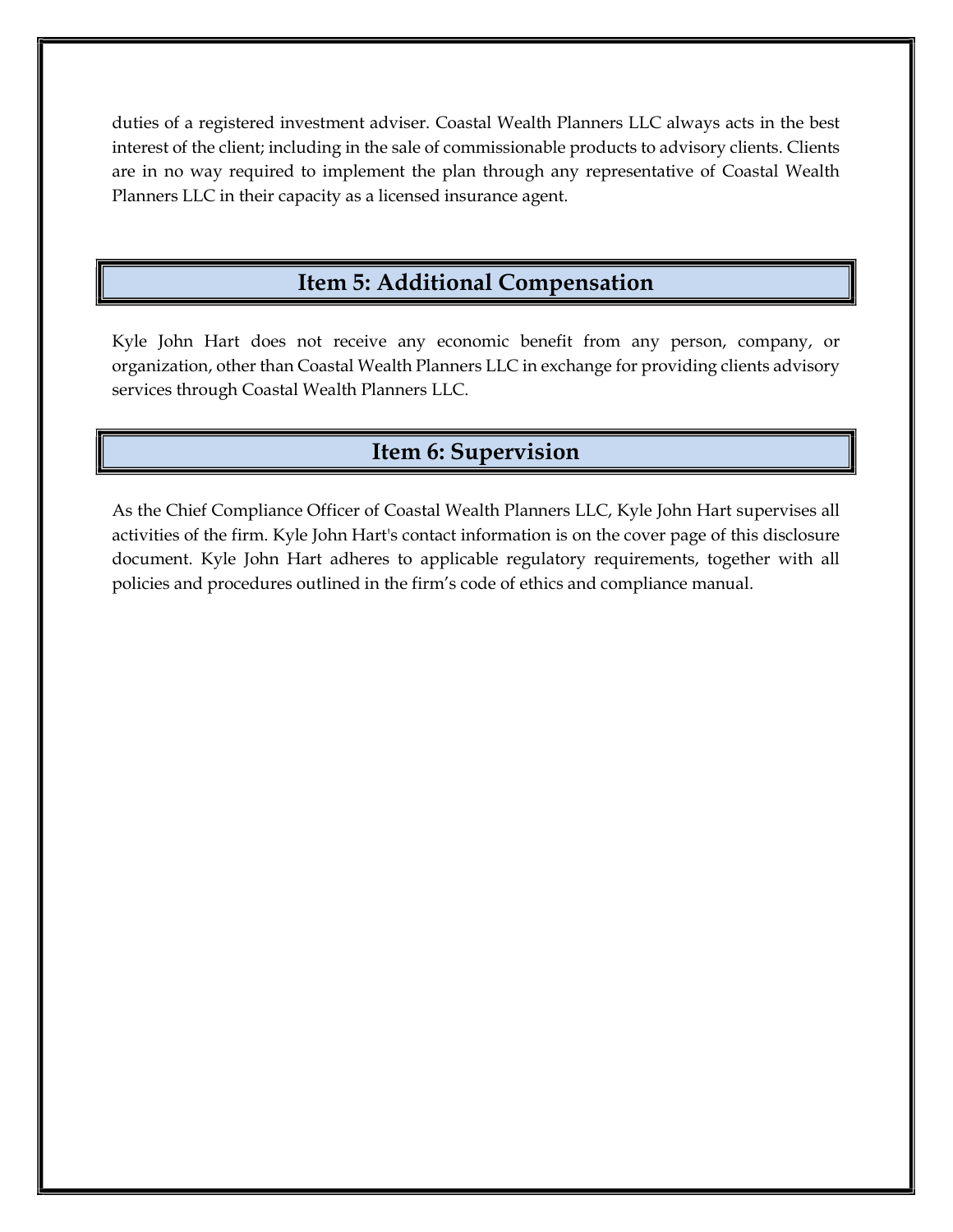duties of a registered investment adviser. Coastal Wealth Planners LLC always acts in the best interest of the client; including in the sale of commissionable products to advisory clients. Clients are in no way required to implement the plan through any representative of Coastal Wealth Planners LLC in their capacity as a licensed insurance agent.

## Item 5: Additional Compensation

Kyle John Hart does not receive any economic benefit from any person, company, or organization, other than Coastal Wealth Planners LLC in exchange for providing clients advisory services through Coastal Wealth Planners LLC.

## Item 6: Supervision

As the Chief Compliance Officer of Coastal Wealth Planners LLC, Kyle John Hart supervises all activities of the firm. Kyle John Hart's contact information is on the cover page of this disclosure document. Kyle John Hart adheres to applicable regulatory requirements, together with all policies and procedures outlined in the firm’s code of ethics and compliance manual.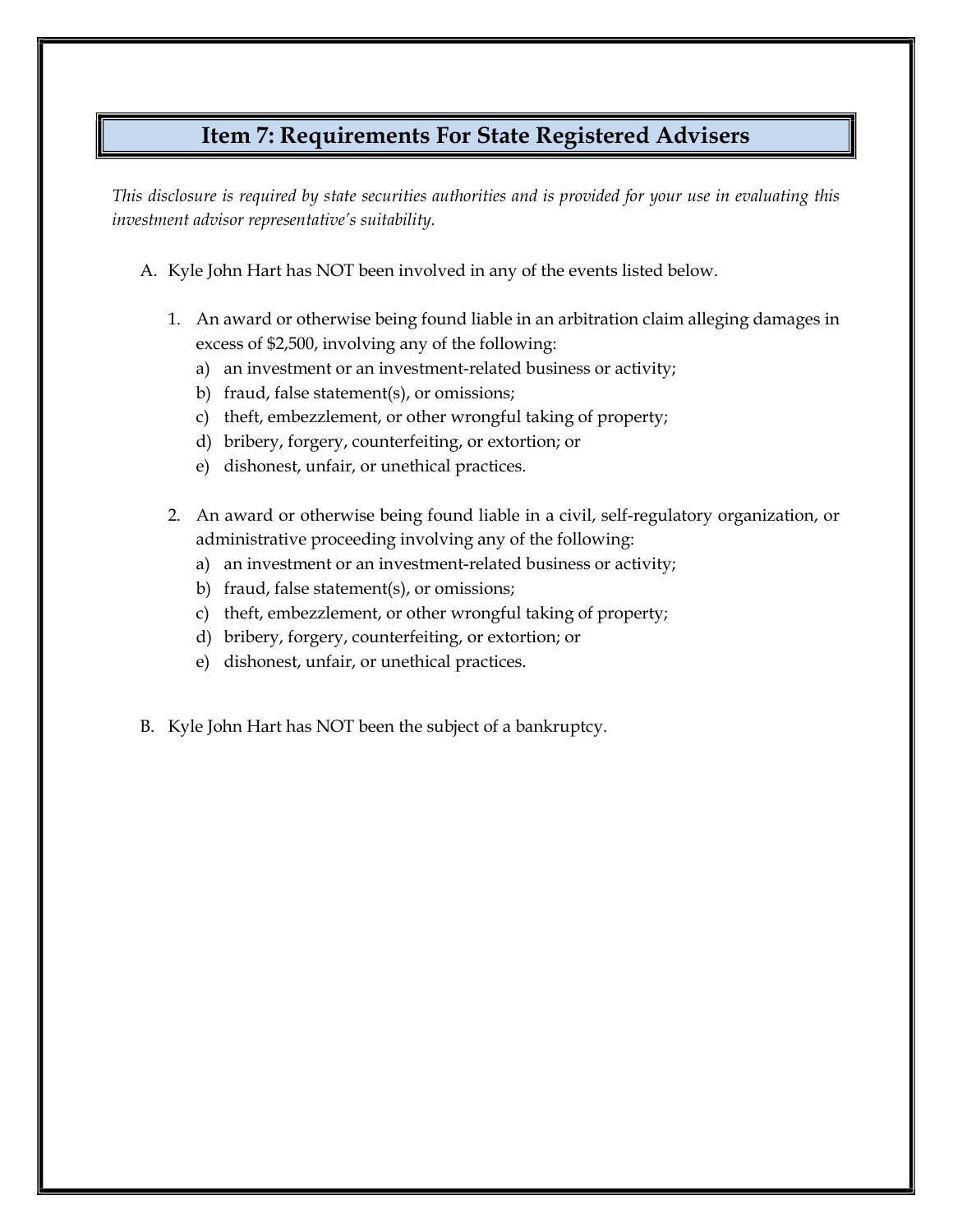## Item 7: Requirements For State Registered Advisers

*This disclosure is required by state securities authorities and is provided for your use in evaluating this investment advisor representative's suitability.*

A. Kyle John Hart has NOT been involved in any of the events listed below.

   1. An award or otherwise being found liable in an arbitration claim alleging damages in excess of $2,500, involving any of the following:
      a) an investment or an investment-related business or activity;
      b) fraud, false statement(s), or omissions;
      c) theft, embezzlement, or other wrongful taking of property;
      d) bribery, forgery, counterfeiting, or extortion; or
      e) dishonest, unfair, or unethical practices.

   2. An award or otherwise being found liable in a civil, self-regulatory organization, or administrative proceeding involving any of the following:
      a) an investment or an investment-related business or activity;
      b) fraud, false statement(s), or omissions;
      c) theft, embezzlement, or other wrongful taking of property;
      d) bribery, forgery, counterfeiting, or extortion; or
      e) dishonest, unfair, or unethical practices.

B. Kyle John Hart has NOT been the subject of a bankruptcy.